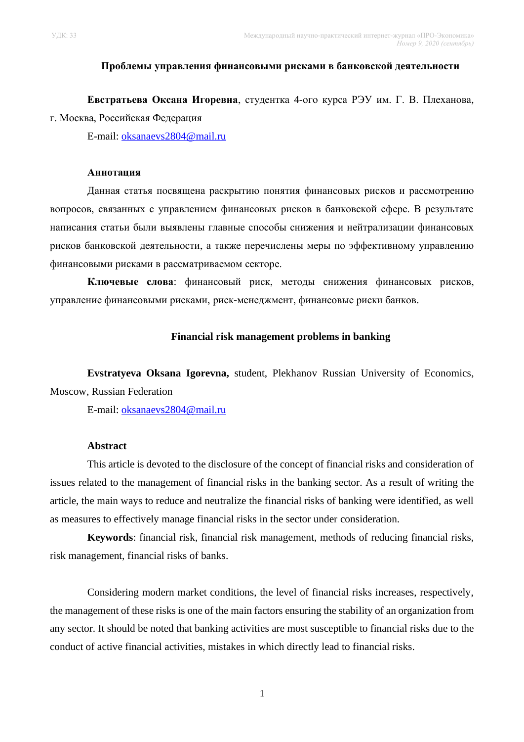УДК: 33

# Проблемы управления финансовыми рисками в банковской деятельности

**Евстратьева Оксана Игоревна**, студентка 4-ого курса РЭУ им. Г. В. Плеханова, г. Москва, Российская Федерация

E-mail: oksanaevs2804@mail.ru

**Аннотация**

Данная статья посвящена раскрытию понятия финансовых рисков и рассмотрению вопросов, связанных с управлением финансовых рисков в банковской сфере. В результате написания статьи были выявлены главные способы снижения и нейтрализации финансовых рисков банковской деятельности, а также перечислены меры по эффективному управлению финансовыми рисками в рассматриваемом секторе.

**Ключевые слова**: финансовый риск, методы снижения финансовых рисков, управление финансовыми рисками, риск-менеджмент, финансовые риски банков.

# Financial risk management problems in banking

**Evstratyeva Oksana Igorevna,** student, Plekhanov Russian University of Economics, Moscow, Russian Federation

E-mail: oksanaevs2804@mail.ru

**Abstract**

This article is devoted to the disclosure of the concept of financial risks and consideration of issues related to the management of financial risks in the banking sector. As a result of writing the article, the main ways to reduce and neutralize the financial risks of banking were identified, as well as measures to effectively manage financial risks in the sector under consideration.

**Keywords**: financial risk, financial risk management, methods of reducing financial risks, risk management, financial risks of banks.

Considering modern market conditions, the level of financial risks increases, respectively, the management of these risks is one of the main factors ensuring the stability of an organization from any sector. It should be noted that banking activities are most susceptible to financial risks due to the conduct of active financial activities, mistakes in which directly lead to financial risks.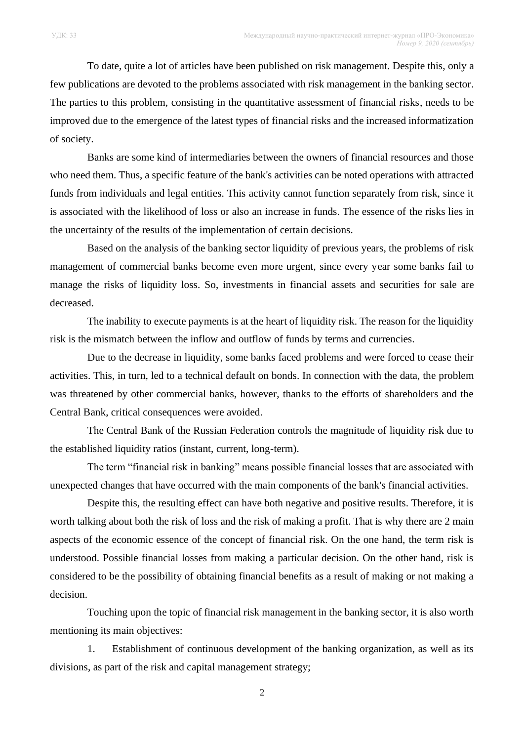To date, quite a lot of articles have been published on risk management. Despite this, only a few publications are devoted to the problems associated with risk management in the banking sector. The parties to this problem, consisting in the quantitative assessment of financial risks, needs to be improved due to the emergence of the latest types of financial risks and the increased informatization of society.

Banks are some kind of intermediaries between the owners of financial resources and those who need them. Thus, a specific feature of the bank's activities can be noted operations with attracted funds from individuals and legal entities. This activity cannot function separately from risk, since it is associated with the likelihood of loss or also an increase in funds. The essence of the risks lies in the uncertainty of the results of the implementation of certain decisions.

Based on the analysis of the banking sector liquidity of previous years, the problems of risk management of commercial banks become even more urgent, since every year some banks fail to manage the risks of liquidity loss. So, investments in financial assets and securities for sale are decreased.

The inability to execute payments is at the heart of liquidity risk. The reason for the liquidity risk is the mismatch between the inflow and outflow of funds by terms and currencies.

Due to the decrease in liquidity, some banks faced problems and were forced to cease their activities. This, in turn, led to a technical default on bonds. In connection with the data, the problem was threatened by other commercial banks, however, thanks to the efforts of shareholders and the Central Bank, critical consequences were avoided.

The Central Bank of the Russian Federation controls the magnitude of liquidity risk due to the established liquidity ratios (instant, current, long-term).

The term "financial risk in banking" means possible financial losses that are associated with unexpected changes that have occurred with the main components of the bank's financial activities.

Despite this, the resulting effect can have both negative and positive results. Therefore, it is worth talking about both the risk of loss and the risk of making a profit. That is why there are 2 main aspects of the economic essence of the concept of financial risk. On the one hand, the term risk is understood. Possible financial losses from making a particular decision. On the other hand, risk is considered to be the possibility of obtaining financial benefits as a result of making or not making a decision.

Touching upon the topic of financial risk management in the banking sector, it is also worth mentioning its main objectives:

1. Establishment of continuous development of the banking organization, as well as its divisions, as part of the risk and capital management strategy;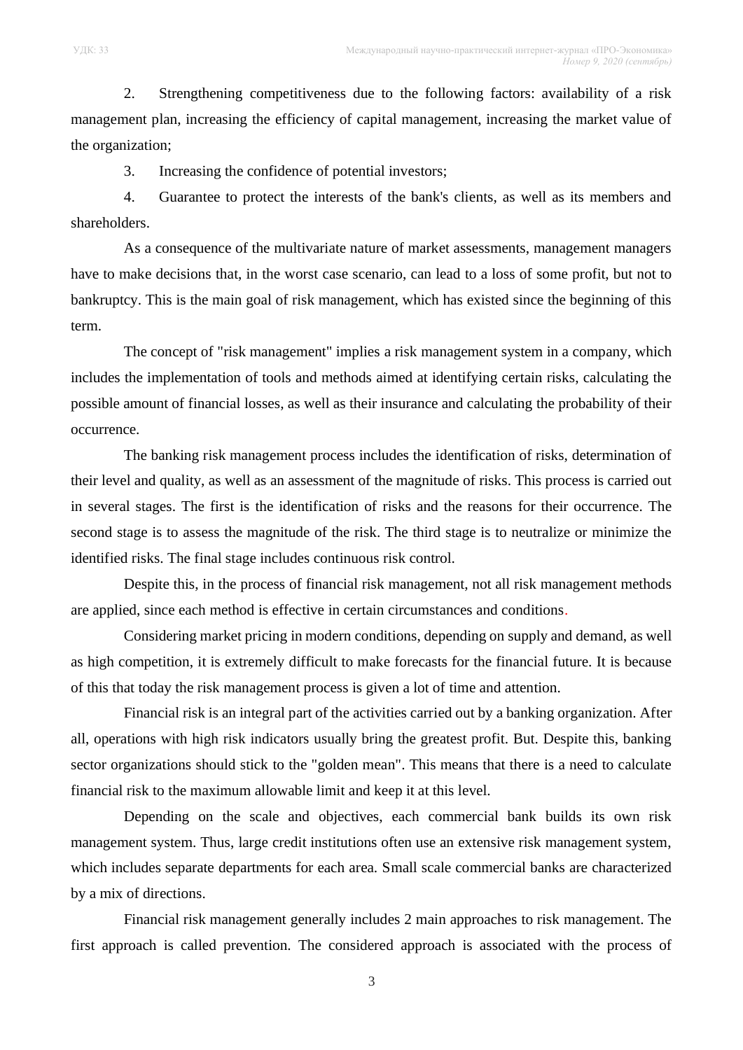2. Strengthening competitiveness due to the following factors: availability of a risk management plan, increasing the efficiency of capital management, increasing the market value of the organization;

3. Increasing the confidence of potential investors;

4. Guarantee to protect the interests of the bank's clients, as well as its members and shareholders.

As a consequence of the multivariate nature of market assessments, management managers have to make decisions that, in the worst case scenario, can lead to a loss of some profit, but not to bankruptcy. This is the main goal of risk management, which has existed since the beginning of this term.

The concept of "risk management" implies a risk management system in a company, which includes the implementation of tools and methods aimed at identifying certain risks, calculating the possible amount of financial losses, as well as their insurance and calculating the probability of their occurrence.

The banking risk management process includes the identification of risks, determination of their level and quality, as well as an assessment of the magnitude of risks. This process is carried out in several stages. The first is the identification of risks and the reasons for their occurrence. The second stage is to assess the magnitude of the risk. The third stage is to neutralize or minimize the identified risks. The final stage includes continuous risk control.

Despite this, in the process of financial risk management, not all risk management methods are applied, since each method is effective in certain circumstances and conditions.

Considering market pricing in modern conditions, depending on supply and demand, as well as high competition, it is extremely difficult to make forecasts for the financial future. It is because of this that today the risk management process is given a lot of time and attention.

Financial risk is an integral part of the activities carried out by a banking organization. After all, operations with high risk indicators usually bring the greatest profit. But. Despite this, banking sector organizations should stick to the "golden mean". This means that there is a need to calculate financial risk to the maximum allowable limit and keep it at this level.

Depending on the scale and objectives, each commercial bank builds its own risk management system. Thus, large credit institutions often use an extensive risk management system, which includes separate departments for each area. Small scale commercial banks are characterized by a mix of directions.

Financial risk management generally includes 2 main approaches to risk management. The first approach is called prevention. The considered approach is associated with the process of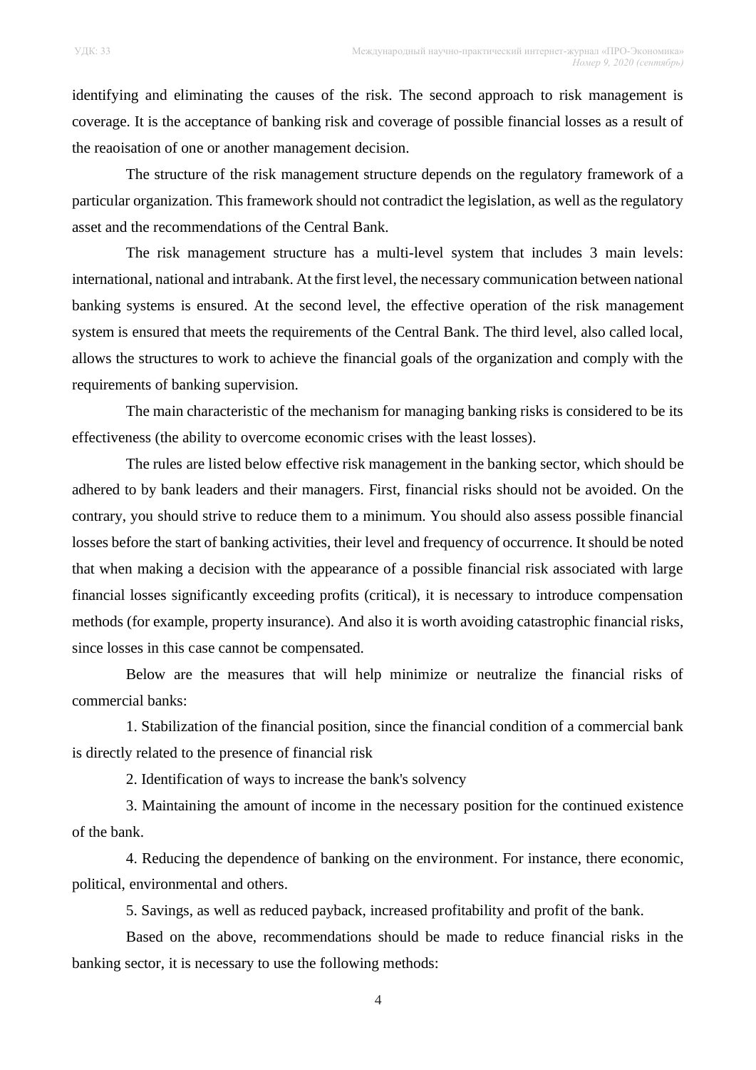identifying and eliminating the causes of the risk. The second approach to risk management is coverage. It is the acceptance of banking risk and coverage of possible financial losses as a result of the reaoisation of one or another management decision.

The structure of the risk management structure depends on the regulatory framework of a particular organization. This framework should not contradict the legislation, as well as the regulatory asset and the recommendations of the Central Bank.

The risk management structure has a multi-level system that includes 3 main levels: international, national and intrabank. At the first level, the necessary communication between national banking systems is ensured. At the second level, the effective operation of the risk management system is ensured that meets the requirements of the Central Bank. The third level, also called local, allows the structures to work to achieve the financial goals of the organization and comply with the requirements of banking supervision.

The main characteristic of the mechanism for managing banking risks is considered to be its effectiveness (the ability to overcome economic crises with the least losses).

The rules are listed below effective risk management in the banking sector, which should be adhered to by bank leaders and their managers. First, financial risks should not be avoided. On the contrary, you should strive to reduce them to a minimum. You should also assess possible financial losses before the start of banking activities, their level and frequency of occurrence. It should be noted that when making a decision with the appearance of a possible financial risk associated with large financial losses significantly exceeding profits (critical), it is necessary to introduce compensation methods (for example, property insurance). And also it is worth avoiding catastrophic financial risks, since losses in this case cannot be compensated.

Below are the measures that will help minimize or neutralize the financial risks of commercial banks:

1. Stabilization of the financial position, since the financial condition of a commercial bank is directly related to the presence of financial risk

2. Identification of ways to increase the bank's solvency

3. Maintaining the amount of income in the necessary position for the continued existence of the bank.

4. Reducing the dependence of banking on the environment. For instance, there economic, political, environmental and others.

5. Savings, as well as reduced payback, increased profitability and profit of the bank.

Based on the above, recommendations should be made to reduce financial risks in the banking sector, it is necessary to use the following methods: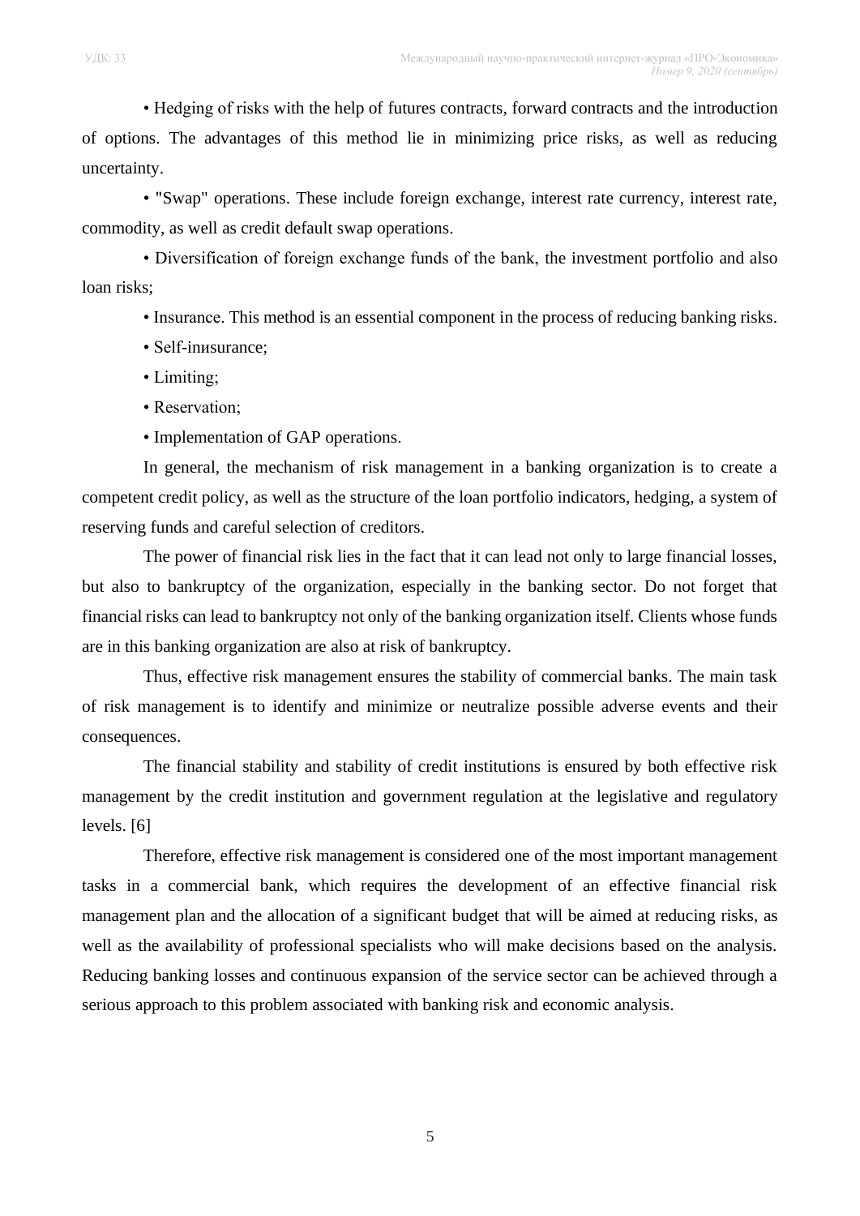• Hedging of risks with the help of futures contracts, forward contracts and the introduction of options. The advantages of this method lie in minimizing price risks, as well as reducing uncertainty.

• "Swap" operations. These include foreign exchange, interest rate currency, interest rate, commodity, as well as credit default swap operations.

• Diversification of foreign exchange funds of the bank, the investment portfolio and also loan risks;

• Insurance. This method is an essential component in the process of reducing banking risks.

• Self-inиsurance;

• Limiting;

• Reservation;

• Implementation of GAP operations.

In general, the mechanism of risk management in a banking organization is to create a competent credit policy, as well as the structure of the loan portfolio indicators, hedging, a system of reserving funds and careful selection of creditors.

The power of financial risk lies in the fact that it can lead not only to large financial losses, but also to bankruptcy of the organization, especially in the banking sector. Do not forget that financial risks can lead to bankruptcy not only of the banking organization itself. Clients whose funds are in this banking organization are also at risk of bankruptcy.

Thus, effective risk management ensures the stability of commercial banks. The main task of risk management is to identify and minimize or neutralize possible adverse events and their consequences.

The financial stability and stability of credit institutions is ensured by both effective risk management by the credit institution and government regulation at the legislative and regulatory levels. [6]

Therefore, effective risk management is considered one of the most important management tasks in a commercial bank, which requires the development of an effective financial risk management plan and the allocation of a significant budget that will be aimed at reducing risks, as well as the availability of professional specialists who will make decisions based on the analysis. Reducing banking losses and continuous expansion of the service sector can be achieved through a serious approach to this problem associated with banking risk and economic analysis.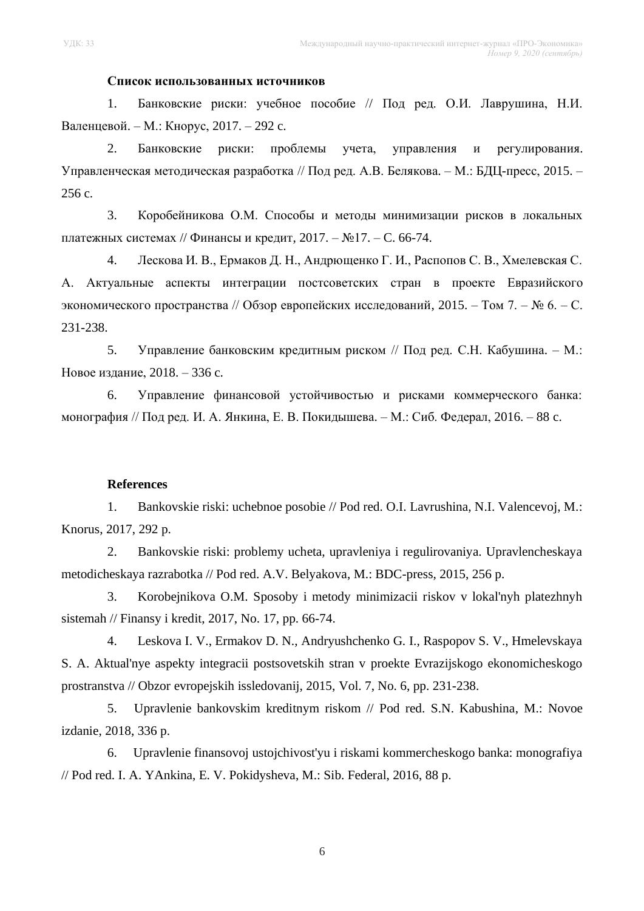**Список использованных источников**

1. Банковские риски: учебное пособие // Под ред. О.И. Лаврушина, Н.И. Валенцевой. – М.: Кнорус, 2017. – 292 с.
2. Банковские риски: проблемы учета, управления и регулирования. Управленческая методическая разработка // Под ред. А.В. Белякова. – М.: БДЦ-пресс, 2015. – 256 с.
3. Коробейникова О.М. Способы и методы минимизации рисков в локальных платежных системах // Финансы и кредит, 2017. – №17. – С. 66-74.
4. Лескова И. В., Ермаков Д. Н., Андрющенко Г. И., Распопов С. В., Хмелевская С. А. Актуальные аспекты интеграции постсоветских стран в проекте Евразийского экономического пространства // Обзор европейских исследований, 2015. – Том 7. – № 6. – С. 231-238.
5. Управление банковским кредитным риском // Под ред. С.Н. Кабушина. – М.: Новое издание, 2018. – 336 с.
6. Управление финансовой устойчивостью и рисками коммерческого банка: монография // Под ред. И. А. Янкина, Е. В. Покидышева. – М.: Сиб. Федерал, 2016. – 88 с.

**References**

1. Bankovskie riski: uchebnoe posobie // Pod red. O.I. Lavrushina, N.I. Valencevoj, M.: Knorus, 2017, 292 p.
2. Bankovskie riski: problemy ucheta, upravleniya i regulirovaniya. Upravlencheskaya metodicheskaya razrabotka // Pod red. A.V. Belyakova, M.: BDC-press, 2015, 256 p.
3. Korobejnikova O.M. Sposoby i metody minimizacii riskov v lokal'nyh platezhnyh sistemah // Finansy i kredit, 2017, No. 17, pp. 66-74.
4. Leskova I. V., Ermakov D. N., Andryushchenko G. I., Raspopov S. V., Hmelevskaya S. A. Aktual'nye aspekty integracii postsovetskih stran v proekte Evrazijskogo ekonomicheskogo prostranstva // Obzor evropejskih issledovanij, 2015, Vol. 7, No. 6, pp. 231-238.
5. Upravlenie bankovskim kreditnym riskom // Pod red. S.N. Kabushina, M.: Novoe izdanie, 2018, 336 p.
6. Upravlenie finansovoj ustojchivost'yu i riskami kommercheskogo banka: monografiya // Pod red. I. A. YAnkina, E. V. Pokidysheva, M.: Sib. Federal, 2016, 88 p.